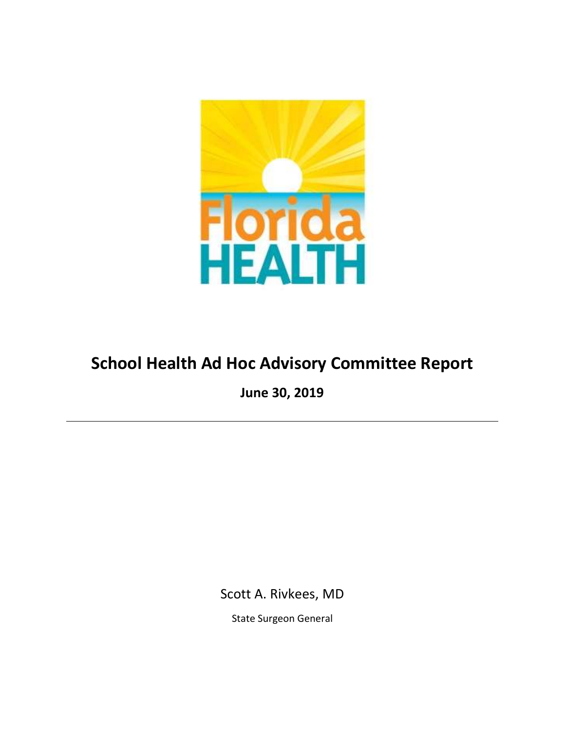# School Health Ad Hoc Advisory Committee Report

**June 30, 2019**

---

Scott A. Rivkees, MD

State Surgeon General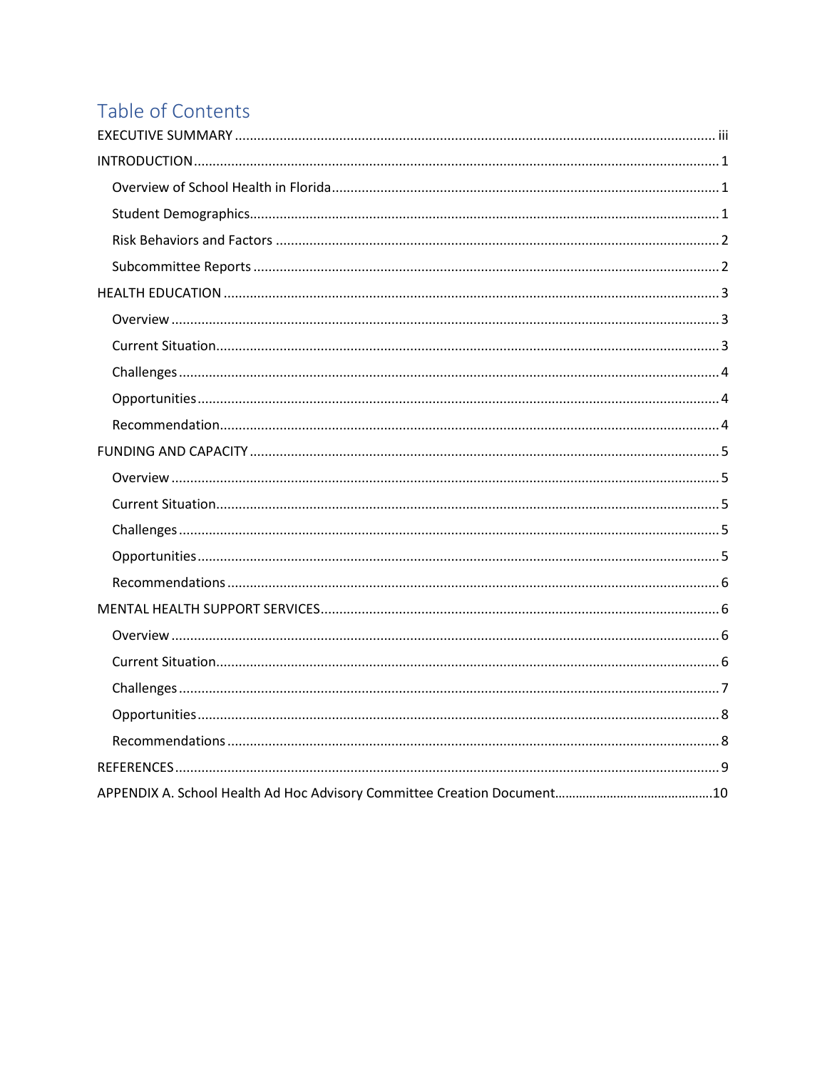# Table of Contents

EXECUTIVE SUMMARY ..... iii

INTRODUCTION ..... 1

- Overview of School Health in Florida ..... 1
- Student Demographics ..... 1
- Risk Behaviors and Factors ..... 2
- Subcommittee Reports ..... 2

HEALTH EDUCATION ..... 3

- Overview ..... 3
- Current Situation ..... 3
- Challenges ..... 4
- Opportunities ..... 4
- Recommendation ..... 4

FUNDING AND CAPACITY ..... 5

- Overview ..... 5
- Current Situation ..... 5
- Challenges ..... 5
- Opportunities ..... 5
- Recommendations ..... 6

MENTAL HEALTH SUPPORT SERVICES ..... 6

- Overview ..... 6
- Current Situation ..... 6
- Challenges ..... 7
- Opportunities ..... 8
- Recommendations ..... 8

REFERENCES ..... 9

APPENDIX A. School Health Ad Hoc Advisory Committee Creation Document ..... 10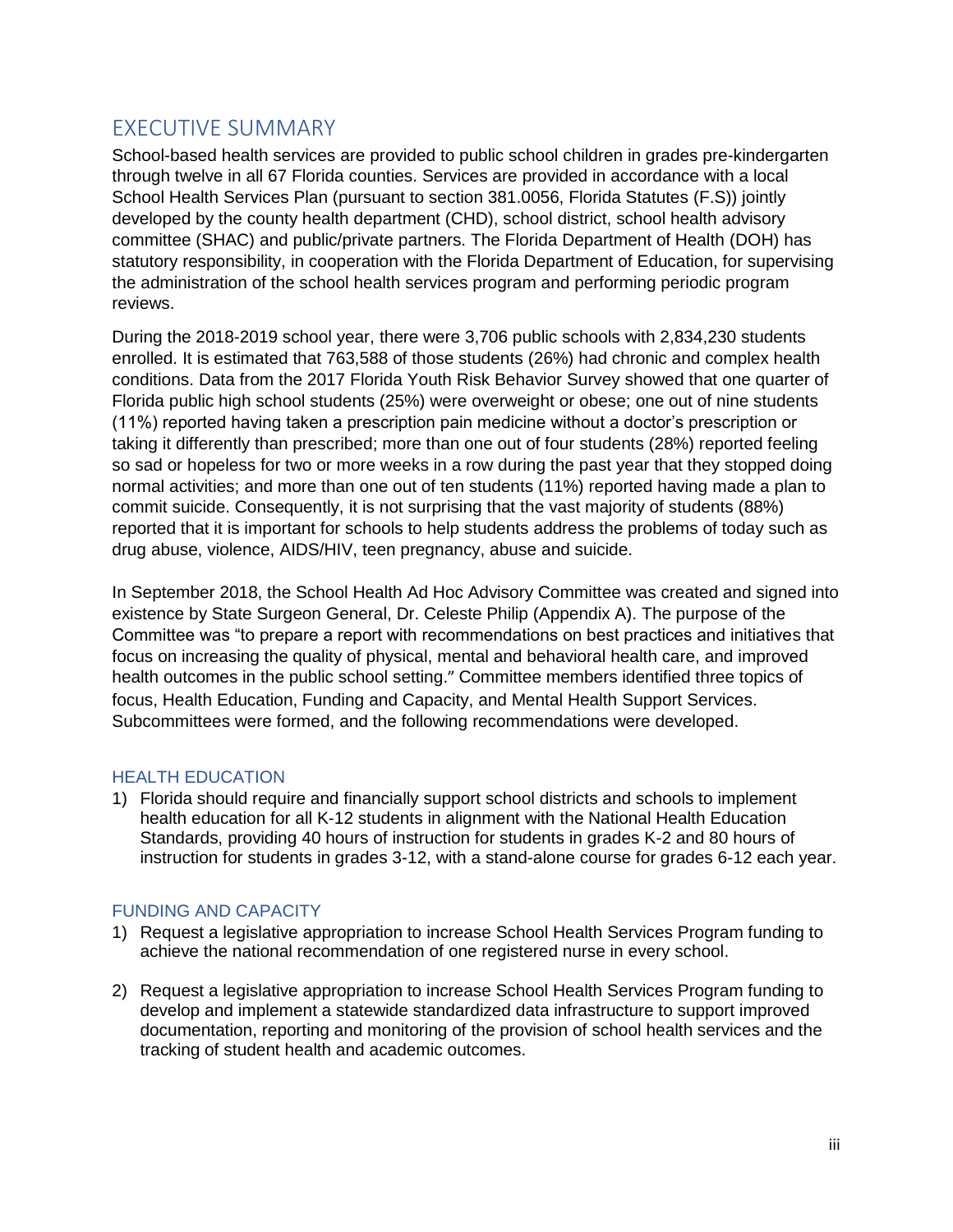# EXECUTIVE SUMMARY

School-based health services are provided to public school children in grades pre-kindergarten through twelve in all 67 Florida counties. Services are provided in accordance with a local School Health Services Plan (pursuant to section 381.0056, Florida Statutes (F.S)) jointly developed by the county health department (CHD), school district, school health advisory committee (SHAC) and public/private partners. The Florida Department of Health (DOH) has statutory responsibility, in cooperation with the Florida Department of Education, for supervising the administration of the school health services program and performing periodic program reviews.

During the 2018-2019 school year, there were 3,706 public schools with 2,834,230 students enrolled. It is estimated that 763,588 of those students (26%) had chronic and complex health conditions. Data from the 2017 Florida Youth Risk Behavior Survey showed that one quarter of Florida public high school students (25%) were overweight or obese; one out of nine students (11%) reported having taken a prescription pain medicine without a doctor's prescription or taking it differently than prescribed; more than one out of four students (28%) reported feeling so sad or hopeless for two or more weeks in a row during the past year that they stopped doing normal activities; and more than one out of ten students (11%) reported having made a plan to commit suicide. Consequently, it is not surprising that the vast majority of students (88%) reported that it is important for schools to help students address the problems of today such as drug abuse, violence, AIDS/HIV, teen pregnancy, abuse and suicide.

In September 2018, the School Health Ad Hoc Advisory Committee was created and signed into existence by State Surgeon General, Dr. Celeste Philip (Appendix A). The purpose of the Committee was "to prepare a report with recommendations on best practices and initiatives that focus on increasing the quality of physical, mental and behavioral health care, and improved health outcomes in the public school setting." Committee members identified three topics of focus, Health Education, Funding and Capacity, and Mental Health Support Services. Subcommittees were formed, and the following recommendations were developed.

## HEALTH EDUCATION

1) Florida should require and financially support school districts and schools to implement health education for all K-12 students in alignment with the National Health Education Standards, providing 40 hours of instruction for students in grades K-2 and 80 hours of instruction for students in grades 3-12, with a stand-alone course for grades 6-12 each year.

## FUNDING AND CAPACITY

1) Request a legislative appropriation to increase School Health Services Program funding to achieve the national recommendation of one registered nurse in every school.

2) Request a legislative appropriation to increase School Health Services Program funding to develop and implement a statewide standardized data infrastructure to support improved documentation, reporting and monitoring of the provision of school health services and the tracking of student health and academic outcomes.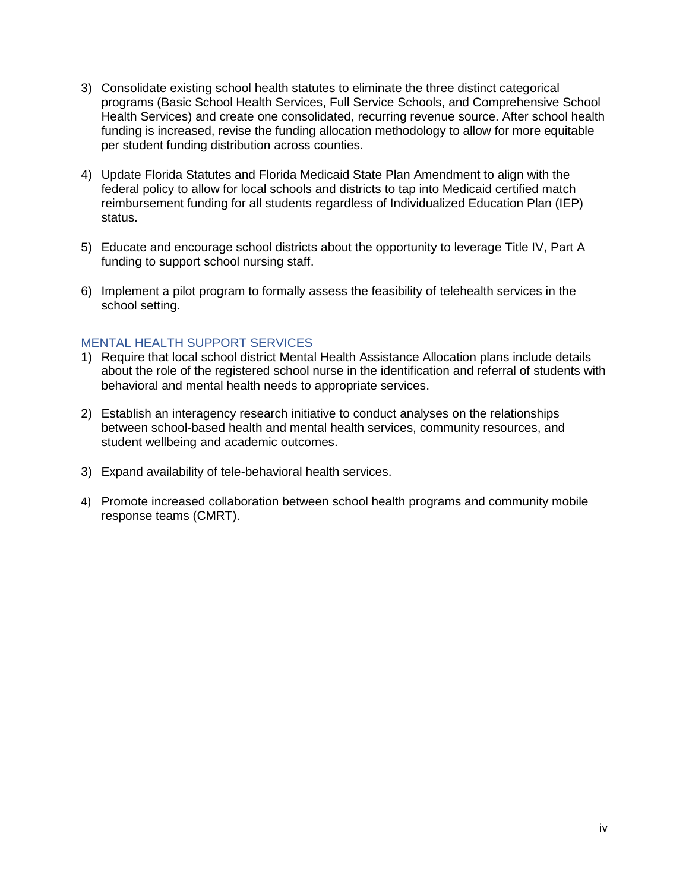3) Consolidate existing school health statutes to eliminate the three distinct categorical programs (Basic School Health Services, Full Service Schools, and Comprehensive School Health Services) and create one consolidated, recurring revenue source. After school health funding is increased, revise the funding allocation methodology to allow for more equitable per student funding distribution across counties.

4) Update Florida Statutes and Florida Medicaid State Plan Amendment to align with the federal policy to allow for local schools and districts to tap into Medicaid certified match reimbursement funding for all students regardless of Individualized Education Plan (IEP) status.

5) Educate and encourage school districts about the opportunity to leverage Title IV, Part A funding to support school nursing staff.

6) Implement a pilot program to formally assess the feasibility of telehealth services in the school setting.

### MENTAL HEALTH SUPPORT SERVICES

1) Require that local school district Mental Health Assistance Allocation plans include details about the role of the registered school nurse in the identification and referral of students with behavioral and mental health needs to appropriate services.

2) Establish an interagency research initiative to conduct analyses on the relationships between school-based health and mental health services, community resources, and student wellbeing and academic outcomes.

3) Expand availability of tele-behavioral health services.

4) Promote increased collaboration between school health programs and community mobile response teams (CMRT).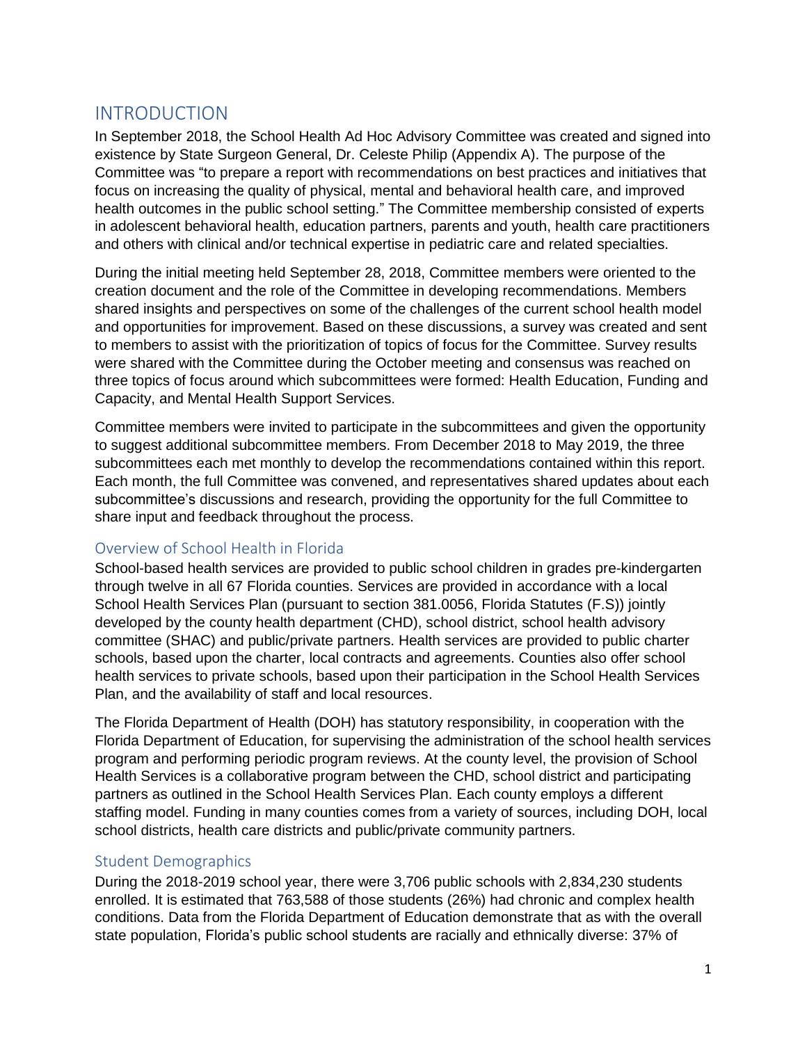# INTRODUCTION

In September 2018, the School Health Ad Hoc Advisory Committee was created and signed into existence by State Surgeon General, Dr. Celeste Philip (Appendix A). The purpose of the Committee was "to prepare a report with recommendations on best practices and initiatives that focus on increasing the quality of physical, mental and behavioral health care, and improved health outcomes in the public school setting." The Committee membership consisted of experts in adolescent behavioral health, education partners, parents and youth, health care practitioners and others with clinical and/or technical expertise in pediatric care and related specialties.

During the initial meeting held September 28, 2018, Committee members were oriented to the creation document and the role of the Committee in developing recommendations. Members shared insights and perspectives on some of the challenges of the current school health model and opportunities for improvement. Based on these discussions, a survey was created and sent to members to assist with the prioritization of topics of focus for the Committee. Survey results were shared with the Committee during the October meeting and consensus was reached on three topics of focus around which subcommittees were formed: Health Education, Funding and Capacity, and Mental Health Support Services.

Committee members were invited to participate in the subcommittees and given the opportunity to suggest additional subcommittee members. From December 2018 to May 2019, the three subcommittees each met monthly to develop the recommendations contained within this report. Each month, the full Committee was convened, and representatives shared updates about each subcommittee's discussions and research, providing the opportunity for the full Committee to share input and feedback throughout the process.

## Overview of School Health in Florida

School-based health services are provided to public school children in grades pre-kindergarten through twelve in all 67 Florida counties. Services are provided in accordance with a local School Health Services Plan (pursuant to section 381.0056, Florida Statutes (F.S)) jointly developed by the county health department (CHD), school district, school health advisory committee (SHAC) and public/private partners. Health services are provided to public charter schools, based upon the charter, local contracts and agreements. Counties also offer school health services to private schools, based upon their participation in the School Health Services Plan, and the availability of staff and local resources.

The Florida Department of Health (DOH) has statutory responsibility, in cooperation with the Florida Department of Education, for supervising the administration of the school health services program and performing periodic program reviews. At the county level, the provision of School Health Services is a collaborative program between the CHD, school district and participating partners as outlined in the School Health Services Plan. Each county employs a different staffing model. Funding in many counties comes from a variety of sources, including DOH, local school districts, health care districts and public/private community partners.

## Student Demographics

During the 2018-2019 school year, there were 3,706 public schools with 2,834,230 students enrolled. It is estimated that 763,588 of those students (26%) had chronic and complex health conditions. Data from the Florida Department of Education demonstrate that as with the overall state population, Florida's public school students are racially and ethnically diverse: 37% of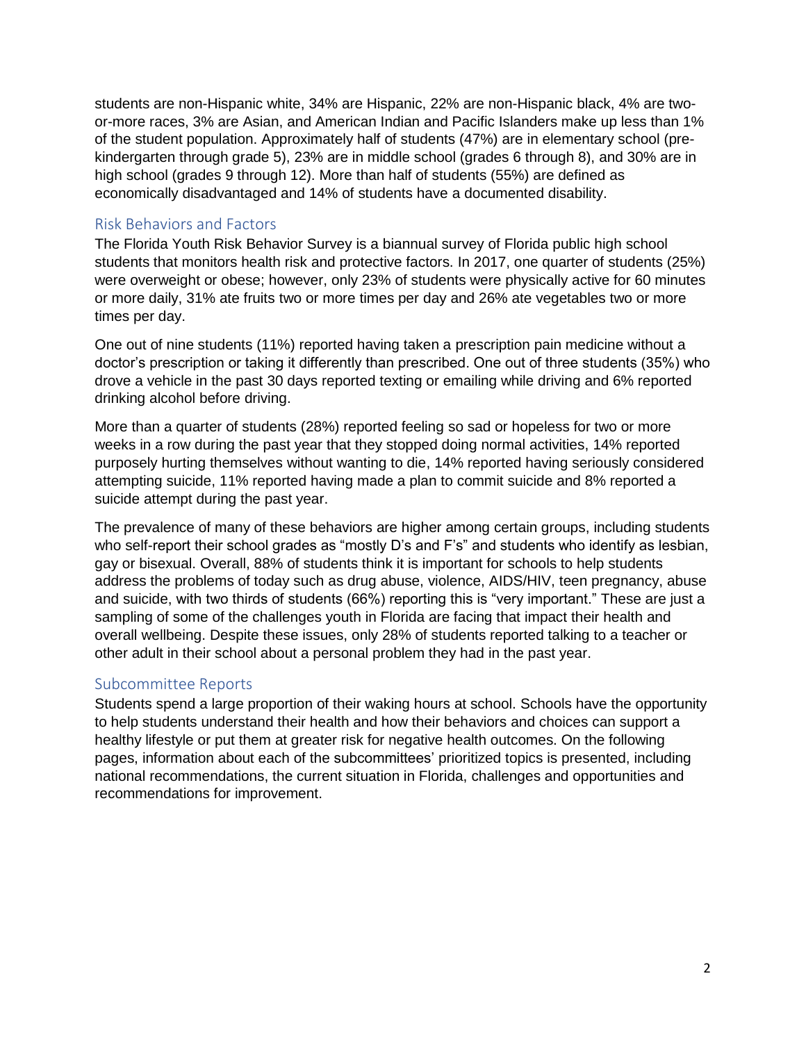students are non-Hispanic white, 34% are Hispanic, 22% are non-Hispanic black, 4% are two-or-more races, 3% are Asian, and American Indian and Pacific Islanders make up less than 1% of the student population. Approximately half of students (47%) are in elementary school (pre-kindergarten through grade 5), 23% are in middle school (grades 6 through 8), and 30% are in high school (grades 9 through 12). More than half of students (55%) are defined as economically disadvantaged and 14% of students have a documented disability.

## Risk Behaviors and Factors

The Florida Youth Risk Behavior Survey is a biannual survey of Florida public high school students that monitors health risk and protective factors. In 2017, one quarter of students (25%) were overweight or obese; however, only 23% of students were physically active for 60 minutes or more daily, 31% ate fruits two or more times per day and 26% ate vegetables two or more times per day.

One out of nine students (11%) reported having taken a prescription pain medicine without a doctor's prescription or taking it differently than prescribed. One out of three students (35%) who drove a vehicle in the past 30 days reported texting or emailing while driving and 6% reported drinking alcohol before driving.

More than a quarter of students (28%) reported feeling so sad or hopeless for two or more weeks in a row during the past year that they stopped doing normal activities, 14% reported purposely hurting themselves without wanting to die, 14% reported having seriously considered attempting suicide, 11% reported having made a plan to commit suicide and 8% reported a suicide attempt during the past year.

The prevalence of many of these behaviors are higher among certain groups, including students who self-report their school grades as "mostly D's and F's" and students who identify as lesbian, gay or bisexual. Overall, 88% of students think it is important for schools to help students address the problems of today such as drug abuse, violence, AIDS/HIV, teen pregnancy, abuse and suicide, with two thirds of students (66%) reporting this is "very important." These are just a sampling of some of the challenges youth in Florida are facing that impact their health and overall wellbeing. Despite these issues, only 28% of students reported talking to a teacher or other adult in their school about a personal problem they had in the past year.

## Subcommittee Reports

Students spend a large proportion of their waking hours at school. Schools have the opportunity to help students understand their health and how their behaviors and choices can support a healthy lifestyle or put them at greater risk for negative health outcomes. On the following pages, information about each of the subcommittees' prioritized topics is presented, including national recommendations, the current situation in Florida, challenges and opportunities and recommendations for improvement.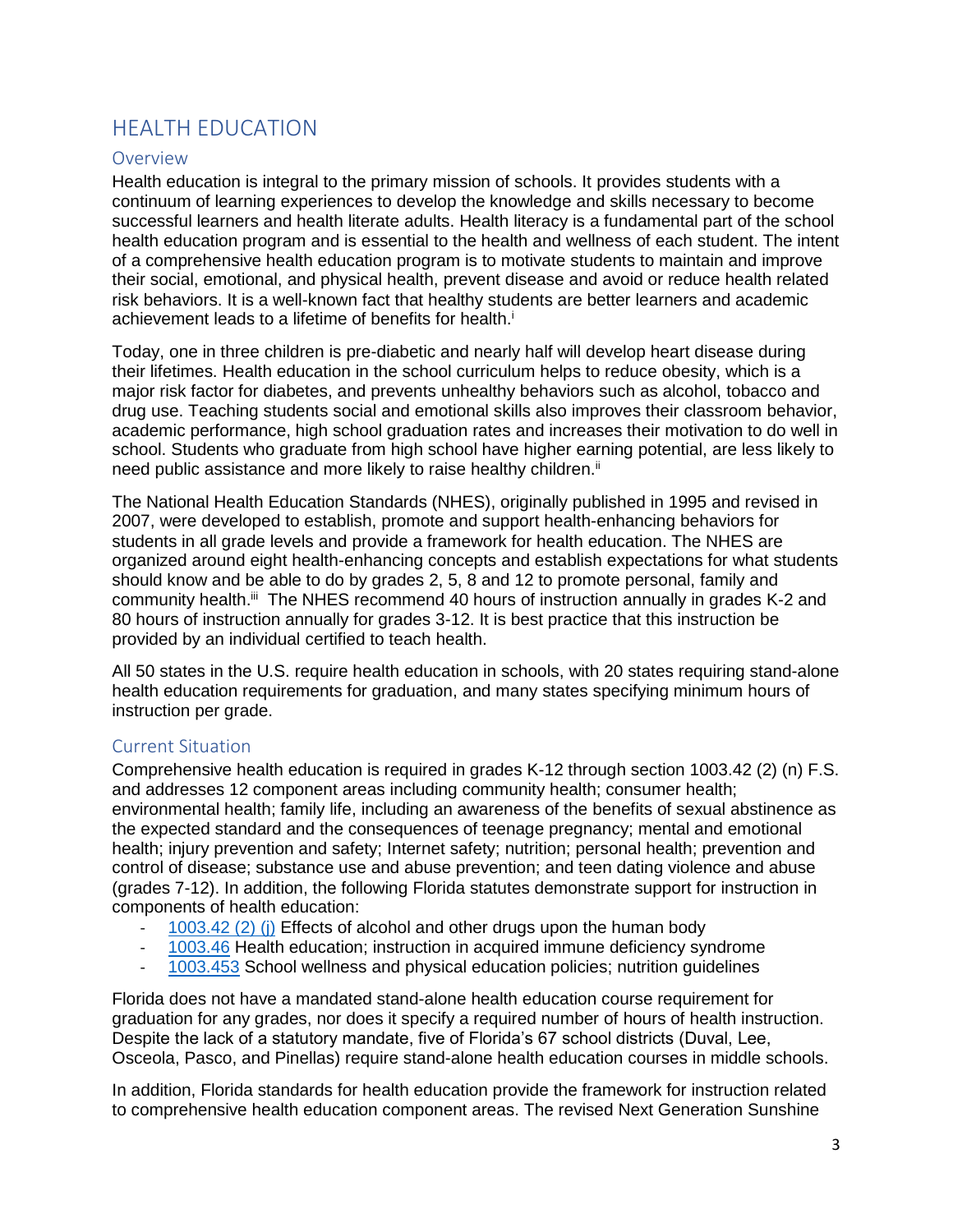# HEALTH EDUCATION

## Overview

Health education is integral to the primary mission of schools. It provides students with a continuum of learning experiences to develop the knowledge and skills necessary to become successful learners and health literate adults. Health literacy is a fundamental part of the school health education program and is essential to the health and wellness of each student. The intent of a comprehensive health education program is to motivate students to maintain and improve their social, emotional, and physical health, prevent disease and avoid or reduce health related risk behaviors. It is a well-known fact that healthy students are better learners and academic achievement leads to a lifetime of benefits for health.[i]

Today, one in three children is pre-diabetic and nearly half will develop heart disease during their lifetimes. Health education in the school curriculum helps to reduce obesity, which is a major risk factor for diabetes, and prevents unhealthy behaviors such as alcohol, tobacco and drug use. Teaching students social and emotional skills also improves their classroom behavior, academic performance, high school graduation rates and increases their motivation to do well in school. Students who graduate from high school have higher earning potential, are less likely to need public assistance and more likely to raise healthy children.[ii]

The National Health Education Standards (NHES), originally published in 1995 and revised in 2007, were developed to establish, promote and support health-enhancing behaviors for students in all grade levels and provide a framework for health education. The NHES are organized around eight health-enhancing concepts and establish expectations for what students should know and be able to do by grades 2, 5, 8 and 12 to promote personal, family and community health.[iii] The NHES recommend 40 hours of instruction annually in grades K-2 and 80 hours of instruction annually for grades 3-12. It is best practice that this instruction be provided by an individual certified to teach health.

All 50 states in the U.S. require health education in schools, with 20 states requiring stand-alone health education requirements for graduation, and many states specifying minimum hours of instruction per grade.

## Current Situation

Comprehensive health education is required in grades K-12 through section 1003.42 (2) (n) F.S. and addresses 12 component areas including community health; consumer health; environmental health; family life, including an awareness of the benefits of sexual abstinence as the expected standard and the consequences of teenage pregnancy; mental and emotional health; injury prevention and safety; Internet safety; nutrition; personal health; prevention and control of disease; substance use and abuse prevention; and teen dating violence and abuse (grades 7-12). In addition, the following Florida statutes demonstrate support for instruction in components of health education:

- 1003.42 (2) (j) Effects of alcohol and other drugs upon the human body
- 1003.46 Health education; instruction in acquired immune deficiency syndrome
- 1003.453 School wellness and physical education policies; nutrition guidelines

Florida does not have a mandated stand-alone health education course requirement for graduation for any grades, nor does it specify a required number of hours of health instruction. Despite the lack of a statutory mandate, five of Florida's 67 school districts (Duval, Lee, Osceola, Pasco, and Pinellas) require stand-alone health education courses in middle schools.

In addition, Florida standards for health education provide the framework for instruction related to comprehensive health education component areas. The revised Next Generation Sunshine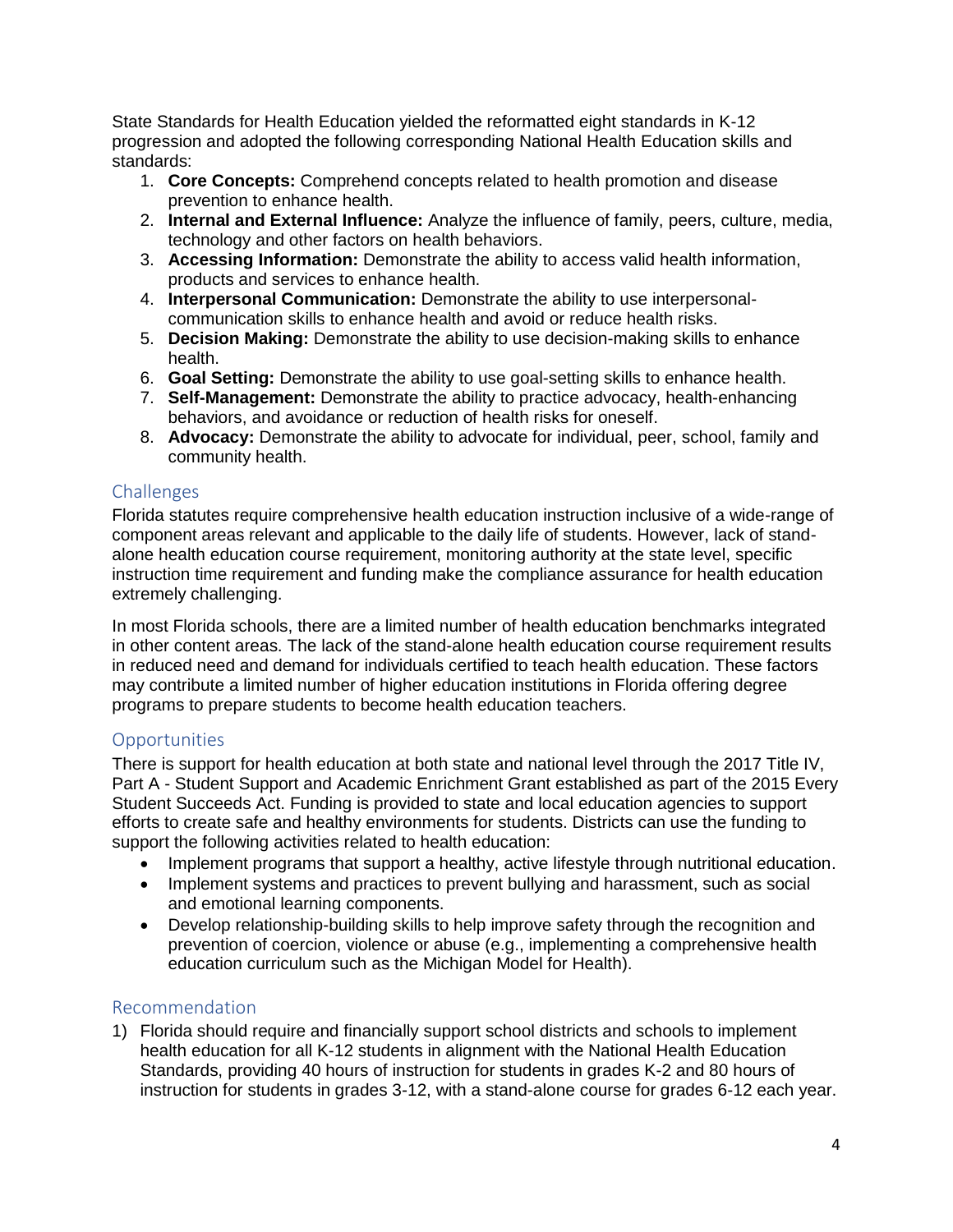State Standards for Health Education yielded the reformatted eight standards in K-12 progression and adopted the following corresponding National Health Education skills and standards:

1. **Core Concepts:** Comprehend concepts related to health promotion and disease prevention to enhance health.
2. **Internal and External Influence:** Analyze the influence of family, peers, culture, media, technology and other factors on health behaviors.
3. **Accessing Information:** Demonstrate the ability to access valid health information, products and services to enhance health.
4. **Interpersonal Communication:** Demonstrate the ability to use interpersonal-communication skills to enhance health and avoid or reduce health risks.
5. **Decision Making:** Demonstrate the ability to use decision-making skills to enhance health.
6. **Goal Setting:** Demonstrate the ability to use goal-setting skills to enhance health.
7. **Self-Management:** Demonstrate the ability to practice advocacy, health-enhancing behaviors, and avoidance or reduction of health risks for oneself.
8. **Advocacy:** Demonstrate the ability to advocate for individual, peer, school, family and community health.

## Challenges

Florida statutes require comprehensive health education instruction inclusive of a wide-range of component areas relevant and applicable to the daily life of students. However, lack of stand-alone health education course requirement, monitoring authority at the state level, specific instruction time requirement and funding make the compliance assurance for health education extremely challenging.

In most Florida schools, there are a limited number of health education benchmarks integrated in other content areas. The lack of the stand-alone health education course requirement results in reduced need and demand for individuals certified to teach health education. These factors may contribute a limited number of higher education institutions in Florida offering degree programs to prepare students to become health education teachers.

## Opportunities

There is support for health education at both state and national level through the 2017 Title IV, Part A - Student Support and Academic Enrichment Grant established as part of the 2015 Every Student Succeeds Act. Funding is provided to state and local education agencies to support efforts to create safe and healthy environments for students. Districts can use the funding to support the following activities related to health education:

- Implement programs that support a healthy, active lifestyle through nutritional education.
- Implement systems and practices to prevent bullying and harassment, such as social and emotional learning components.
- Develop relationship-building skills to help improve safety through the recognition and prevention of coercion, violence or abuse (e.g., implementing a comprehensive health education curriculum such as the Michigan Model for Health).

## Recommendation

1) Florida should require and financially support school districts and schools to implement health education for all K-12 students in alignment with the National Health Education Standards, providing 40 hours of instruction for students in grades K-2 and 80 hours of instruction for students in grades 3-12, with a stand-alone course for grades 6-12 each year.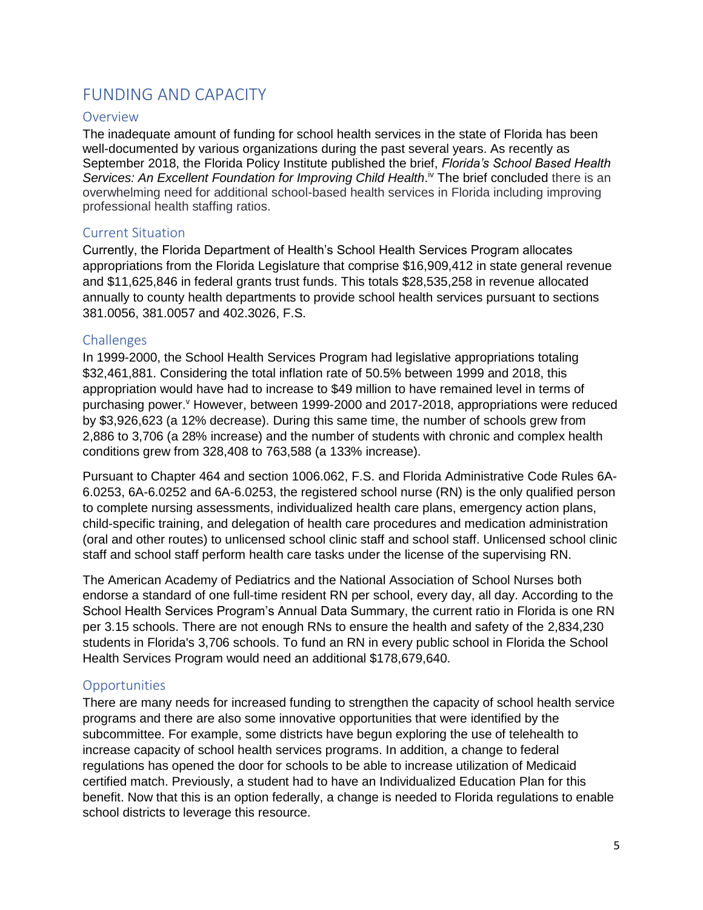# FUNDING AND CAPACITY

## Overview

The inadequate amount of funding for school health services in the state of Florida has been well-documented by various organizations during the past several years. As recently as September 2018, the Florida Policy Institute published the brief, *Florida's School Based Health Services: An Excellent Foundation for Improving Child Health*.[iv] The brief concluded there is an overwhelming need for additional school-based health services in Florida including improving professional health staffing ratios.

## Current Situation

Currently, the Florida Department of Health's School Health Services Program allocates appropriations from the Florida Legislature that comprise $16,909,412 in state general revenue and $11,625,846 in federal grants trust funds. This totals $28,535,258 in revenue allocated annually to county health departments to provide school health services pursuant to sections 381.0056, 381.0057 and 402.3026, F.S.

## Challenges

In 1999-2000, the School Health Services Program had legislative appropriations totaling $32,461,881. Considering the total inflation rate of 50.5% between 1999 and 2018, this appropriation would have had to increase to $49 million to have remained level in terms of purchasing power.[v] However, between 1999-2000 and 2017-2018, appropriations were reduced by $3,926,623 (a 12% decrease). During this same time, the number of schools grew from 2,886 to 3,706 (a 28% increase) and the number of students with chronic and complex health conditions grew from 328,408 to 763,588 (a 133% increase).

Pursuant to Chapter 464 and section 1006.062, F.S. and Florida Administrative Code Rules 6A-6.0253, 6A-6.0252 and 6A-6.0253, the registered school nurse (RN) is the only qualified person to complete nursing assessments, individualized health care plans, emergency action plans, child-specific training, and delegation of health care procedures and medication administration (oral and other routes) to unlicensed school clinic staff and school staff. Unlicensed school clinic staff and school staff perform health care tasks under the license of the supervising RN.

The American Academy of Pediatrics and the National Association of School Nurses both endorse a standard of one full-time resident RN per school, every day, all day. According to the School Health Services Program's Annual Data Summary, the current ratio in Florida is one RN per 3.15 schools. There are not enough RNs to ensure the health and safety of the 2,834,230 students in Florida's 3,706 schools. To fund an RN in every public school in Florida the School Health Services Program would need an additional $178,679,640.

## Opportunities

There are many needs for increased funding to strengthen the capacity of school health service programs and there are also some innovative opportunities that were identified by the subcommittee. For example, some districts have begun exploring the use of telehealth to increase capacity of school health services programs. In addition, a change to federal regulations has opened the door for schools to be able to increase utilization of Medicaid certified match. Previously, a student had to have an Individualized Education Plan for this benefit. Now that this is an option federally, a change is needed to Florida regulations to enable school districts to leverage this resource.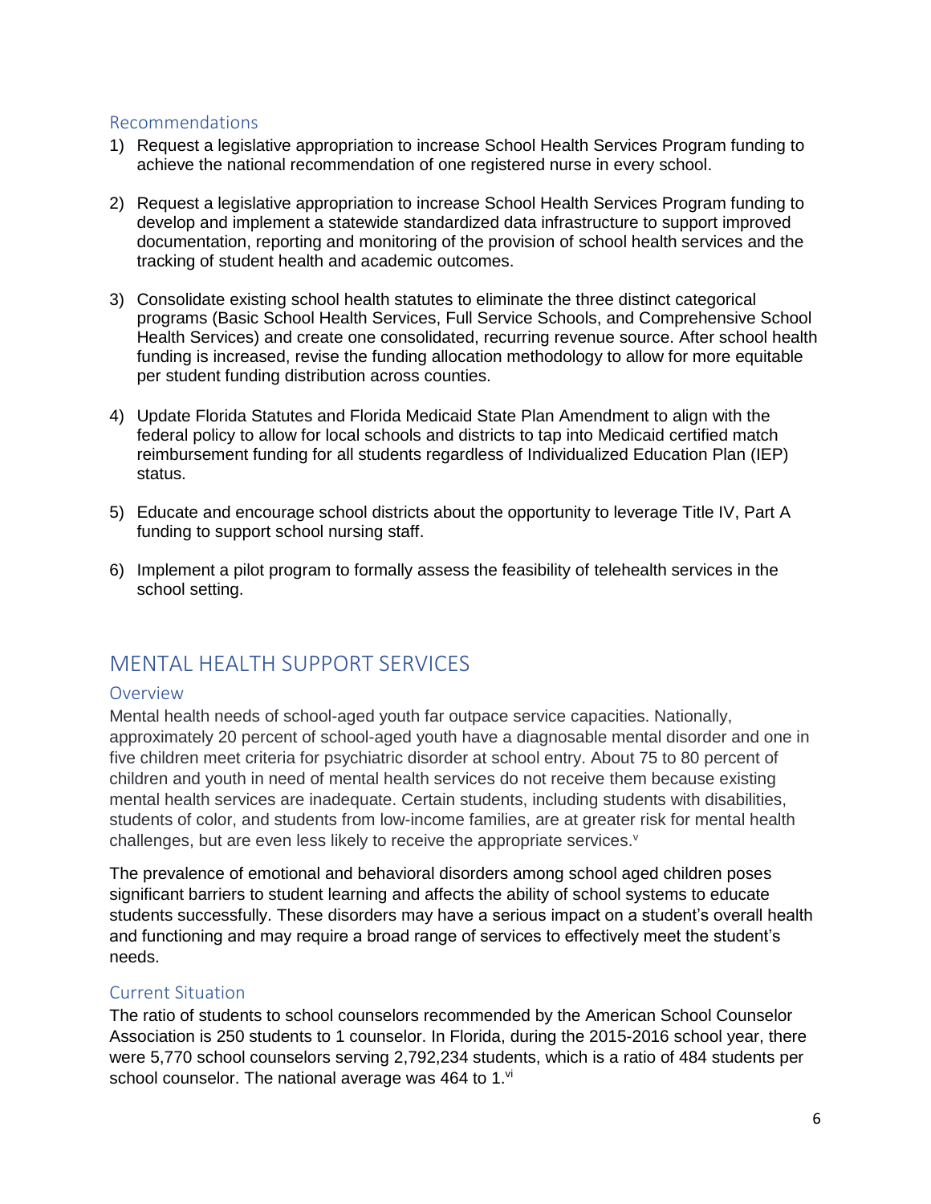### Recommendations

1) Request a legislative appropriation to increase School Health Services Program funding to achieve the national recommendation of one registered nurse in every school.

2) Request a legislative appropriation to increase School Health Services Program funding to develop and implement a statewide standardized data infrastructure to support improved documentation, reporting and monitoring of the provision of school health services and the tracking of student health and academic outcomes.

3) Consolidate existing school health statutes to eliminate the three distinct categorical programs (Basic School Health Services, Full Service Schools, and Comprehensive School Health Services) and create one consolidated, recurring revenue source. After school health funding is increased, revise the funding allocation methodology to allow for more equitable per student funding distribution across counties.

4) Update Florida Statutes and Florida Medicaid State Plan Amendment to align with the federal policy to allow for local schools and districts to tap into Medicaid certified match reimbursement funding for all students regardless of Individualized Education Plan (IEP) status.

5) Educate and encourage school districts about the opportunity to leverage Title IV, Part A funding to support school nursing staff.

6) Implement a pilot program to formally assess the feasibility of telehealth services in the school setting.

## MENTAL HEALTH SUPPORT SERVICES

### Overview

Mental health needs of school-aged youth far outpace service capacities. Nationally, approximately 20 percent of school-aged youth have a diagnosable mental disorder and one in five children meet criteria for psychiatric disorder at school entry. About 75 to 80 percent of children and youth in need of mental health services do not receive them because existing mental health services are inadequate. Certain students, including students with disabilities, students of color, and students from low-income families, are at greater risk for mental health challenges, but are even less likely to receive the appropriate services.[v]

The prevalence of emotional and behavioral disorders among school aged children poses significant barriers to student learning and affects the ability of school systems to educate students successfully. These disorders may have a serious impact on a student's overall health and functioning and may require a broad range of services to effectively meet the student's needs.

### Current Situation

The ratio of students to school counselors recommended by the American School Counselor Association is 250 students to 1 counselor. In Florida, during the 2015-2016 school year, there were 5,770 school counselors serving 2,792,234 students, which is a ratio of 484 students per school counselor. The national average was 464 to 1.[vi]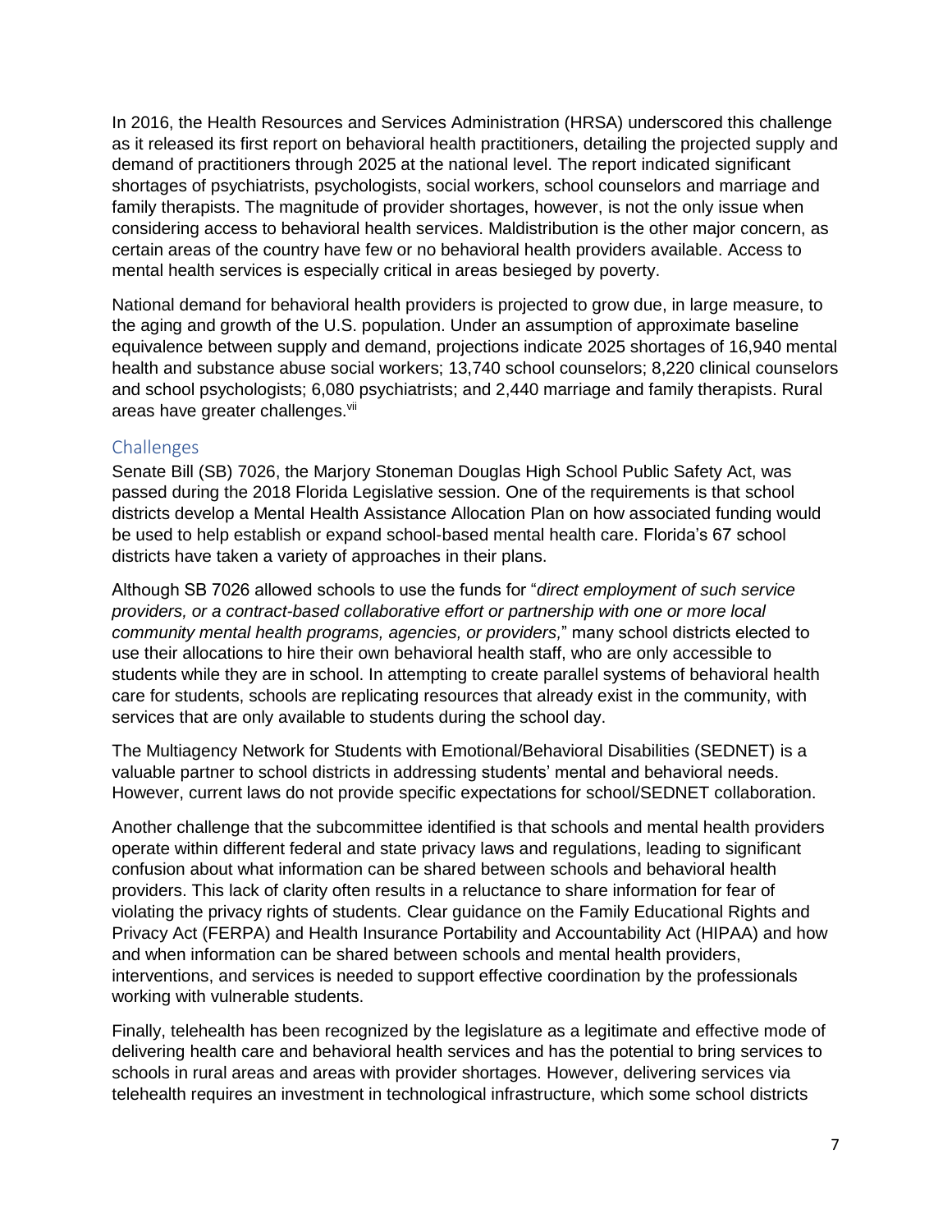In 2016, the Health Resources and Services Administration (HRSA) underscored this challenge as it released its first report on behavioral health practitioners, detailing the projected supply and demand of practitioners through 2025 at the national level. The report indicated significant shortages of psychiatrists, psychologists, social workers, school counselors and marriage and family therapists. The magnitude of provider shortages, however, is not the only issue when considering access to behavioral health services. Maldistribution is the other major concern, as certain areas of the country have few or no behavioral health providers available. Access to mental health services is especially critical in areas besieged by poverty.

National demand for behavioral health providers is projected to grow due, in large measure, to the aging and growth of the U.S. population. Under an assumption of approximate baseline equivalence between supply and demand, projections indicate 2025 shortages of 16,940 mental health and substance abuse social workers; 13,740 school counselors; 8,220 clinical counselors and school psychologists; 6,080 psychiatrists; and 2,440 marriage and family therapists. Rural areas have greater challenges.[vii]

## Challenges

Senate Bill (SB) 7026, the Marjory Stoneman Douglas High School Public Safety Act, was passed during the 2018 Florida Legislative session. One of the requirements is that school districts develop a Mental Health Assistance Allocation Plan on how associated funding would be used to help establish or expand school-based mental health care. Florida's 67 school districts have taken a variety of approaches in their plans.

Although SB 7026 allowed schools to use the funds for "*direct employment of such service providers, or a contract-based collaborative effort or partnership with one or more local community mental health programs, agencies, or providers,*" many school districts elected to use their allocations to hire their own behavioral health staff, who are only accessible to students while they are in school. In attempting to create parallel systems of behavioral health care for students, schools are replicating resources that already exist in the community, with services that are only available to students during the school day.

The Multiagency Network for Students with Emotional/Behavioral Disabilities (SEDNET) is a valuable partner to school districts in addressing students' mental and behavioral needs. However, current laws do not provide specific expectations for school/SEDNET collaboration.

Another challenge that the subcommittee identified is that schools and mental health providers operate within different federal and state privacy laws and regulations, leading to significant confusion about what information can be shared between schools and behavioral health providers. This lack of clarity often results in a reluctance to share information for fear of violating the privacy rights of students. Clear guidance on the Family Educational Rights and Privacy Act (FERPA) and Health Insurance Portability and Accountability Act (HIPAA) and how and when information can be shared between schools and mental health providers, interventions, and services is needed to support effective coordination by the professionals working with vulnerable students.

Finally, telehealth has been recognized by the legislature as a legitimate and effective mode of delivering health care and behavioral health services and has the potential to bring services to schools in rural areas and areas with provider shortages. However, delivering services via telehealth requires an investment in technological infrastructure, which some school districts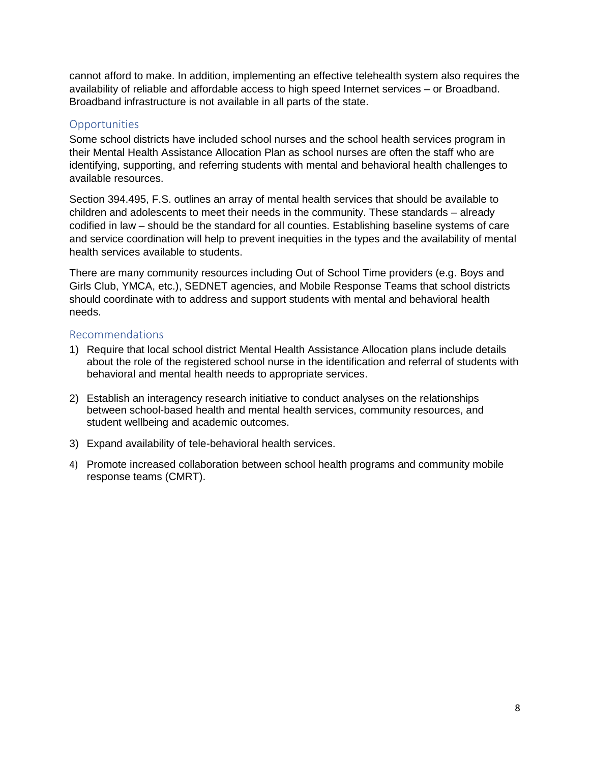cannot afford to make. In addition, implementing an effective telehealth system also requires the availability of reliable and affordable access to high speed Internet services – or Broadband. Broadband infrastructure is not available in all parts of the state.

## Opportunities

Some school districts have included school nurses and the school health services program in their Mental Health Assistance Allocation Plan as school nurses are often the staff who are identifying, supporting, and referring students with mental and behavioral health challenges to available resources.

Section 394.495, F.S. outlines an array of mental health services that should be available to children and adolescents to meet their needs in the community. These standards – already codified in law – should be the standard for all counties. Establishing baseline systems of care and service coordination will help to prevent inequities in the types and the availability of mental health services available to students.

There are many community resources including Out of School Time providers (e.g. Boys and Girls Club, YMCA, etc.), SEDNET agencies, and Mobile Response Teams that school districts should coordinate with to address and support students with mental and behavioral health needs.

## Recommendations

1) Require that local school district Mental Health Assistance Allocation plans include details about the role of the registered school nurse in the identification and referral of students with behavioral and mental health needs to appropriate services.

2) Establish an interagency research initiative to conduct analyses on the relationships between school-based health and mental health services, community resources, and student wellbeing and academic outcomes.

3) Expand availability of tele-behavioral health services.

4) Promote increased collaboration between school health programs and community mobile response teams (CMRT).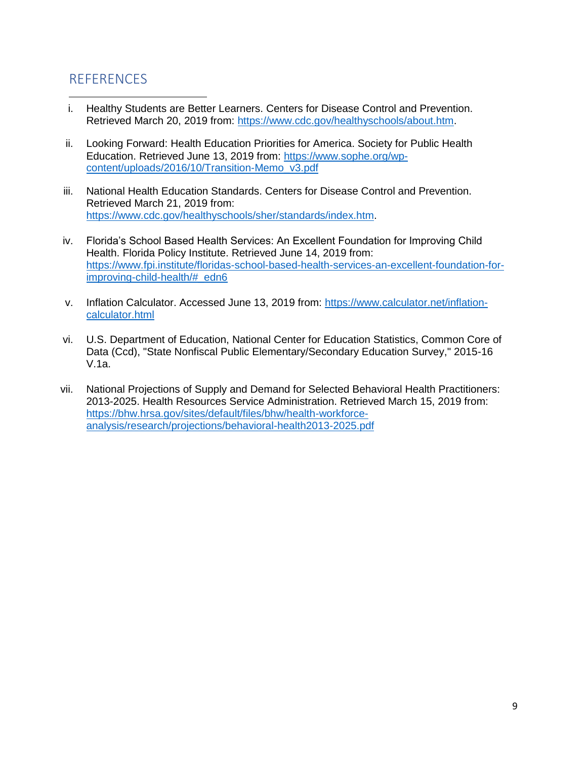## REFERENCES

i. Healthy Students are Better Learners. Centers for Disease Control and Prevention. Retrieved March 20, 2019 from: https://www.cdc.gov/healthyschools/about.htm.

ii. Looking Forward: Health Education Priorities for America. Society for Public Health Education. Retrieved June 13, 2019 from: https://www.sophe.org/wp-content/uploads/2016/10/Transition-Memo_v3.pdf

iii. National Health Education Standards. Centers for Disease Control and Prevention. Retrieved March 21, 2019 from: https://www.cdc.gov/healthyschools/sher/standards/index.htm.

iv. Florida's School Based Health Services: An Excellent Foundation for Improving Child Health. Florida Policy Institute. Retrieved June 14, 2019 from: https://www.fpi.institute/floridas-school-based-health-services-an-excellent-foundation-for-improving-child-health/#_edn6

v. Inflation Calculator. Accessed June 13, 2019 from: https://www.calculator.net/inflation-calculator.html

vi. U.S. Department of Education, National Center for Education Statistics, Common Core of Data (Ccd), "State Nonfiscal Public Elementary/Secondary Education Survey," 2015-16 V.1a.

vii. National Projections of Supply and Demand for Selected Behavioral Health Practitioners: 2013-2025. Health Resources Service Administration. Retrieved March 15, 2019 from: https://bhw.hrsa.gov/sites/default/files/bhw/health-workforce-analysis/research/projections/behavioral-health2013-2025.pdf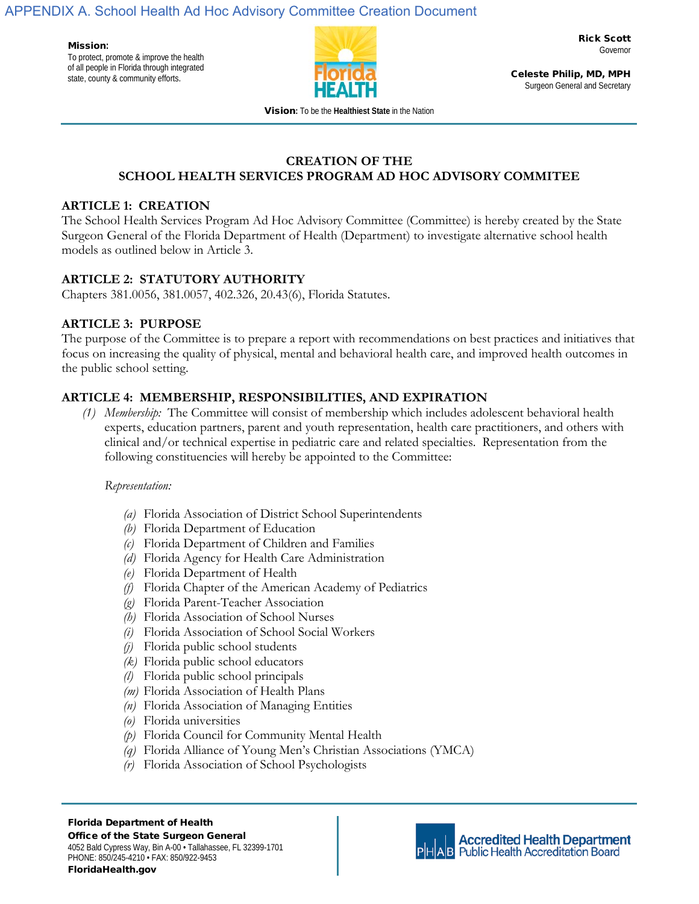APPENDIX A. School Health Ad Hoc Advisory Committee Creation Document

**Mission:**
To protect, promote & improve the health of all people in Florida through integrated state, county & community efforts.

**Rick Scott**
Governor

**Celeste Philip, MD, MPH**
Surgeon General and Secretary

**Vision:** To be the **Healthiest State** in the Nation

## CREATION OF THE SCHOOL HEALTH SERVICES PROGRAM AD HOC ADVISORY COMMITEE

### ARTICLE 1: CREATION

The School Health Services Program Ad Hoc Advisory Committee (Committee) is hereby created by the State Surgeon General of the Florida Department of Health (Department) to investigate alternative school health models as outlined below in Article 3.

### ARTICLE 2: STATUTORY AUTHORITY

Chapters 381.0056, 381.0057, 402.326, 20.43(6), Florida Statutes.

### ARTICLE 3: PURPOSE

The purpose of the Committee is to prepare a report with recommendations on best practices and initiatives that focus on increasing the quality of physical, mental and behavioral health care, and improved health outcomes in the public school setting.

### ARTICLE 4: MEMBERSHIP, RESPONSIBILITIES, AND EXPIRATION

*(1) Membership:* The Committee will consist of membership which includes adolescent behavioral health experts, education partners, parent and youth representation, health care practitioners, and others with clinical and/or technical expertise in pediatric care and related specialties. Representation from the following constituencies will hereby be appointed to the Committee:

*Representation:*

- *(a)* Florida Association of District School Superintendents
- *(b)* Florida Department of Education
- *(c)* Florida Department of Children and Families
- *(d)* Florida Agency for Health Care Administration
- *(e)* Florida Department of Health
- *(f)* Florida Chapter of the American Academy of Pediatrics
- *(g)* Florida Parent-Teacher Association
- *(h)* Florida Association of School Nurses
- *(i)* Florida Association of School Social Workers
- *(j)* Florida public school students
- *(k)* Florida public school educators
- *(l)* Florida public school principals
- *(m)* Florida Association of Health Plans
- *(n)* Florida Association of Managing Entities
- *(o)* Florida universities
- *(p)* Florida Council for Community Mental Health
- *(q)* Florida Alliance of Young Men's Christian Associations (YMCA)
- *(r)* Florida Association of School Psychologists

**Florida Department of Health**
**Office of the State Surgeon General**
4052 Bald Cypress Way, Bin A-00 • Tallahassee, FL 32399-1701
PHONE: 850/245-4210 • FAX: 850/922-9453
**FloridaHealth.gov**

Accredited Health Department
Public Health Accreditation Board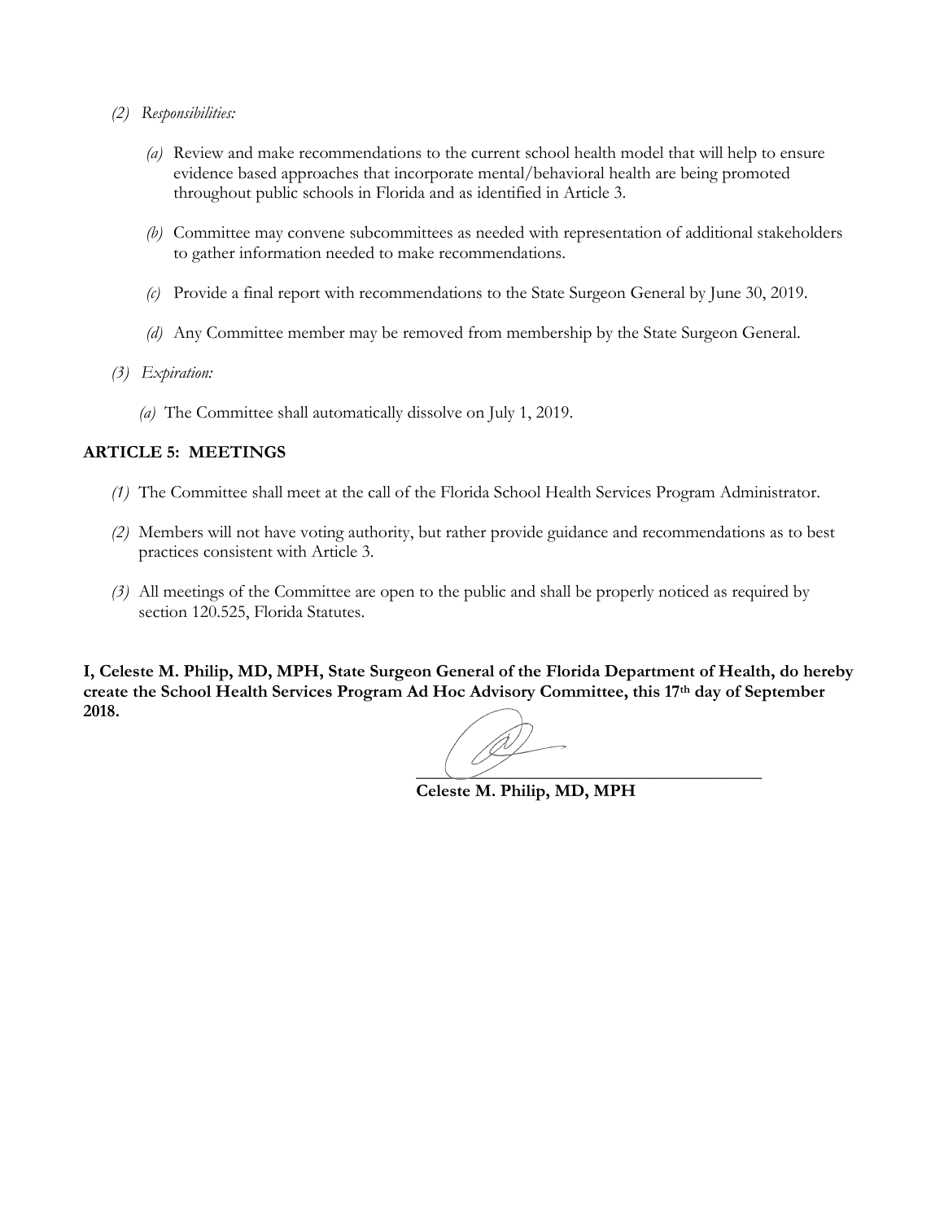*(2) Responsibilities:*

*(a)* Review and make recommendations to the current school health model that will help to ensure evidence based approaches that incorporate mental/behavioral health are being promoted throughout public schools in Florida and as identified in Article 3.

*(b)* Committee may convene subcommittees as needed with representation of additional stakeholders to gather information needed to make recommendations.

*(c)* Provide a final report with recommendations to the State Surgeon General by June 30, 2019.

*(d)* Any Committee member may be removed from membership by the State Surgeon General.

*(3) Expiration:*

*(a)* The Committee shall automatically dissolve on July 1, 2019.

**ARTICLE 5: MEETINGS**

*(1)* The Committee shall meet at the call of the Florida School Health Services Program Administrator.

*(2)* Members will not have voting authority, but rather provide guidance and recommendations as to best practices consistent with Article 3.

*(3)* All meetings of the Committee are open to the public and shall be properly noticed as required by section 120.525, Florida Statutes.

**I, Celeste M. Philip, MD, MPH, State Surgeon General of the Florida Department of Health, do hereby create the School Health Services Program Ad Hoc Advisory Committee, this 17th day of September 2018.**

\_\_\_\_\_\_\_\_\_\_\_\_\_\_\_\_\_\_\_\_\_\_\_\_\_\_\_\_\_\_\_\_\_\_\_\_\_\_\_\_

**Celeste M. Philip, MD, MPH**